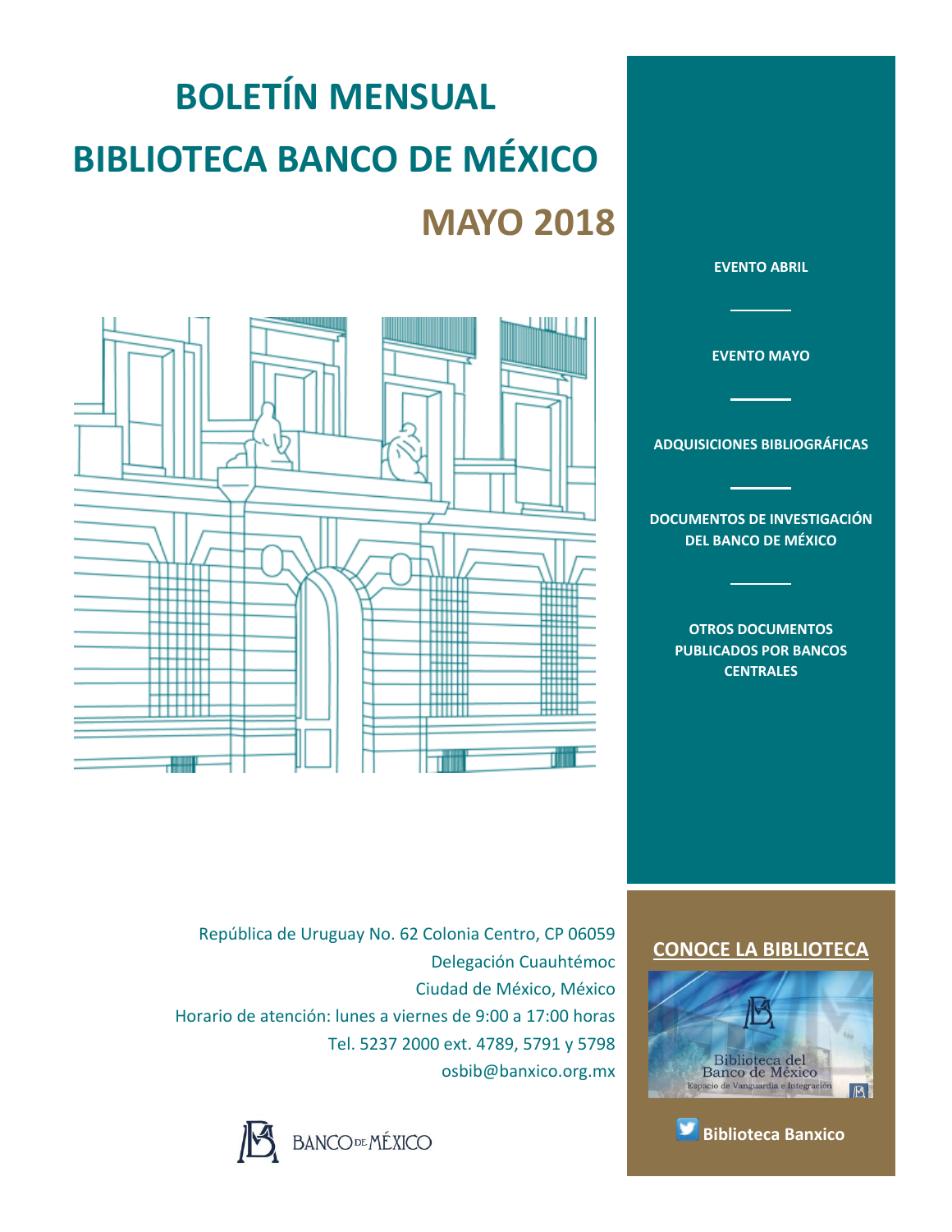# BOLETÍN MENSUAL

# BIBLIOTECA BANCO DE MÉXICO

## MAYO 2018

- **EVENTO ABRIL**
- **EVENTO MAYO**
- **ADQUISICIONES BIBLIOGRÁFICAS**
- **DOCUMENTOS DE INVESTIGACIÓN DEL BANCO DE MÉXICO**
- **OTROS DOCUMENTOS PUBLICADOS POR BANCOS CENTRALES**

República de Uruguay No. 62 Colonia Centro, CP 06059
Delegación Cuauhtémoc
Ciudad de México, México
Horario de atención: lunes a viernes de 9:00 a 17:00 horas
Tel. 5237 2000 ext. 4789, 5791 y 5798
osbib@banxico.org.mx

**CONOCE LA BIBLIOTECA**

Biblioteca del Banco de México
Espacio de Vanguardia e Integración

**Biblioteca Banxico**

BANCO DE MÉXICO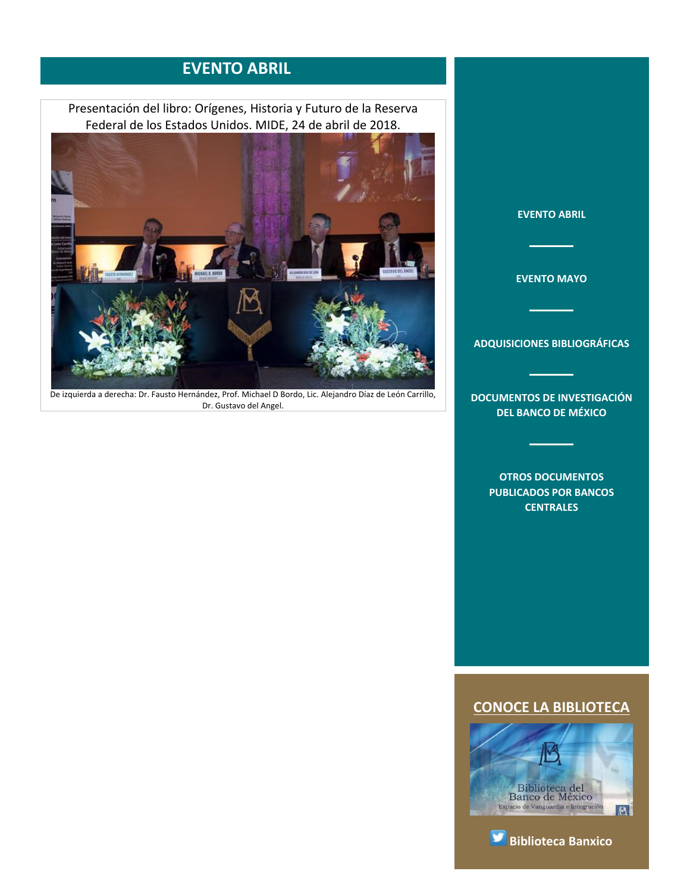# EVENTO ABRIL

Presentación del libro: Orígenes, Historia y Futuro de la Reserva Federal de los Estados Unidos. MIDE, 24 de abril de 2018.

De izquierda a derecha: Dr. Fausto Hernández, Prof. Michael D Bordo, Lic. Alejandro Díaz de León Carrillo, Dr. Gustavo del Angel.

**EVENTO ABRIL**

**EVENTO MAYO**

**ADQUISICIONES BIBLIOGRÁFICAS**

**DOCUMENTOS DE INVESTIGACIÓN DEL BANCO DE MÉXICO**

**OTROS DOCUMENTOS PUBLICADOS POR BANCOS CENTRALES**

## CONOCE LA BIBLIOTECA

Biblioteca del Banco de México

Espacio de Vanguardia e Integración

**Biblioteca Banxico**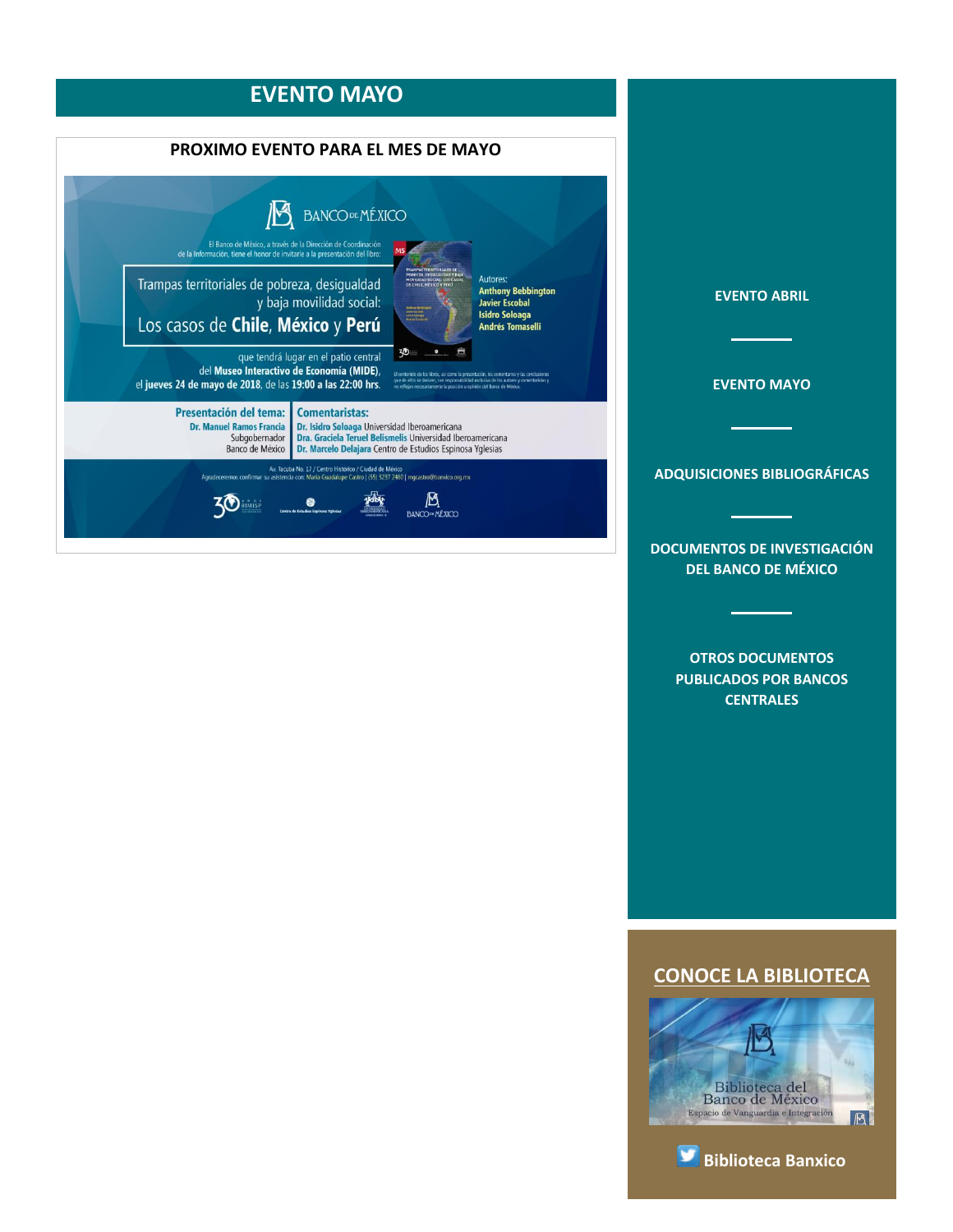# EVENTO MAYO

**PROXIMO EVENTO PARA EL MES DE MAYO**

BANCO DE MÉXICO

El Banco de México, a través de la Dirección de Coordinación de la Información, tiene el honor de invitarle a la presentación del libro:

**Trampas territoriales de pobreza, desigualdad y baja movilidad social: Los casos de Chile, México y Perú**

Autores:
**Anthony Bebbington**
**Javier Escobal**
**Isidro Soloaga**
**Andrés Tomaselli**

que tendrá lugar en el patio central del **Museo Interactivo de Economía (MIDE)**, el **jueves 24 de mayo de 2018**, de las **19:00 a las 22:00 hrs.**

El contenido de los libros, así como la presentación, los comentarios y las conclusiones que de ellos se deriven, son responsabilidad exclusiva de los autores y comentaristas y no reflejan necesariamente la posición u opinión del Banco de México.

**Presentación del tema:**
**Dr. Manuel Ramos Francia**
Subgobernador
Banco de México

**Comentaristas:**
**Dr. Isidro Soloaga** Universidad Iberoamericana
**Dra. Graciela Teruel Belismelis** Universidad Iberoamericana
**Dr. Marcelo Delajara** Centro de Estudios Espinosa Yglesias

Av. Tacuba No. 17 / Centro Histórico / Ciudad de México
Agradeceremos confirmar su asistencia con: María Guadalupe Castro | (55) 5237 2460 | mgcastro@banxico.org.mx

---

EVENTO ABRIL

EVENTO MAYO

ADQUISICIONES BIBLIOGRÁFICAS

DOCUMENTOS DE INVESTIGACIÓN DEL BANCO DE MÉXICO

OTROS DOCUMENTOS PUBLICADOS POR BANCOS CENTRALES

## CONOCE LA BIBLIOTECA

Biblioteca del Banco de México
Espacio de Vanguardia e Integración

Biblioteca Banxico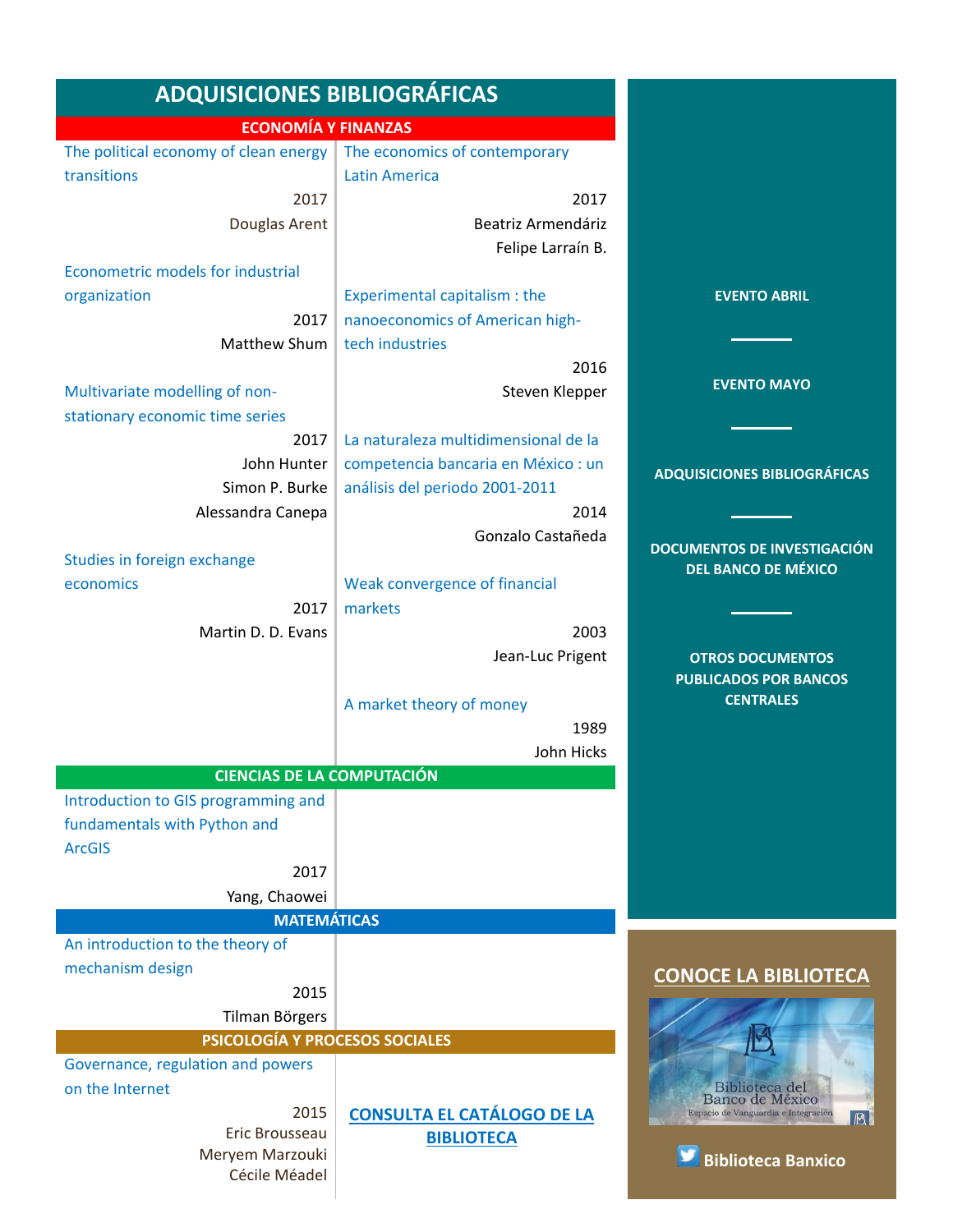# ADQUISICIONES BIBLIOGRÁFICAS

## ECONOMÍA Y FINANZAS

The political economy of clean energy transitions
2017
Douglas Arent

Econometric models for industrial organization
2017
Matthew Shum

Multivariate modelling of non-stationary economic time series
2017
John Hunter
Simon P. Burke
Alessandra Canepa

Studies in foreign exchange economics
2017
Martin D. D. Evans

The economics of contemporary Latin America
2017
Beatriz Armendáriz
Felipe Larraín B.

Experimental capitalism : the nanoeconomics of American high-tech industries
2016
Steven Klepper

La naturaleza multidimensional de la competencia bancaria en México : un análisis del periodo 2001-2011
2014
Gonzalo Castañeda

Weak convergence of financial markets
2003
Jean-Luc Prigent

A market theory of money
1989
John Hicks

## CIENCIAS DE LA COMPUTACIÓN

Introduction to GIS programming and fundamentals with Python and ArcGIS
2017
Yang, Chaowei

## MATEMÁTICAS

An introduction to the theory of mechanism design
2015
Tilman Börgers

## PSICOLOGÍA Y PROCESOS SOCIALES

Governance, regulation and powers on the Internet
2015
Eric Brousseau
Meryem Marzouki
Cécile Méadel

**CONSULTA EL CATÁLOGO DE LA BIBLIOTECA**

---

**EVENTO ABRIL**

**EVENTO MAYO**

**ADQUISICIONES BIBLIOGRÁFICAS**

**DOCUMENTOS DE INVESTIGACIÓN DEL BANCO DE MÉXICO**

**OTROS DOCUMENTOS PUBLICADOS POR BANCOS CENTRALES**

**CONOCE LA BIBLIOTECA**

Biblioteca del Banco de México
Espacio de Vanguardia e Integración

**Biblioteca Banxico**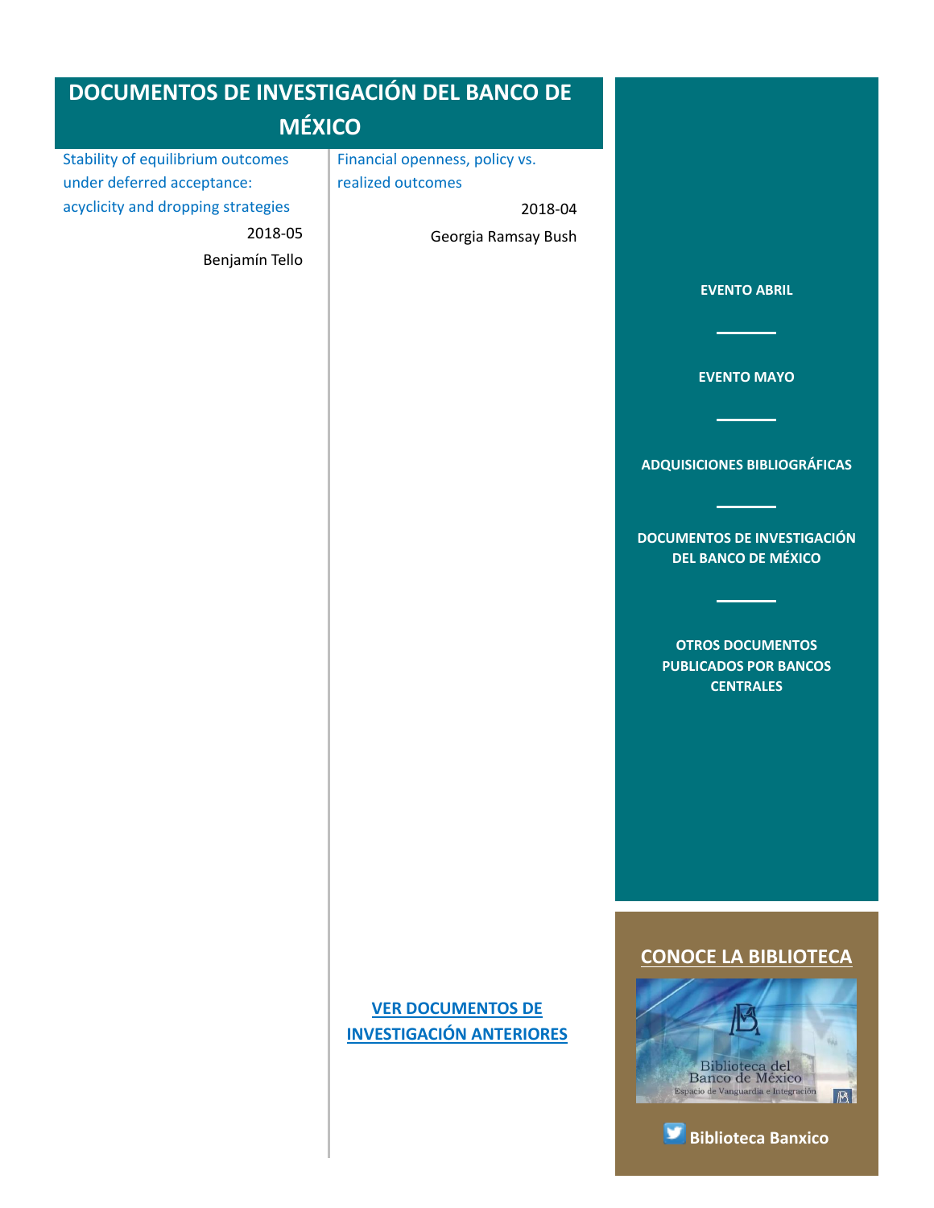# DOCUMENTOS DE INVESTIGACIÓN DEL BANCO DE MÉXICO

Stability of equilibrium outcomes under deferred acceptance: acyclicity and dropping strategies

2018-05

Benjamín Tello

Financial openness, policy vs. realized outcomes

2018-04

Georgia Ramsay Bush

**[VER DOCUMENTOS DE INVESTIGACIÓN ANTERIORES]**

**EVENTO ABRIL**

**EVENTO MAYO**

**ADQUISICIONES BIBLIOGRÁFICAS**

**DOCUMENTOS DE INVESTIGACIÓN DEL BANCO DE MÉXICO**

**OTROS DOCUMENTOS PUBLICADOS POR BANCOS CENTRALES**

**CONOCE LA BIBLIOTECA**

Biblioteca del Banco de México
Espacio de Vanguardia e Integración

**Biblioteca Banxico**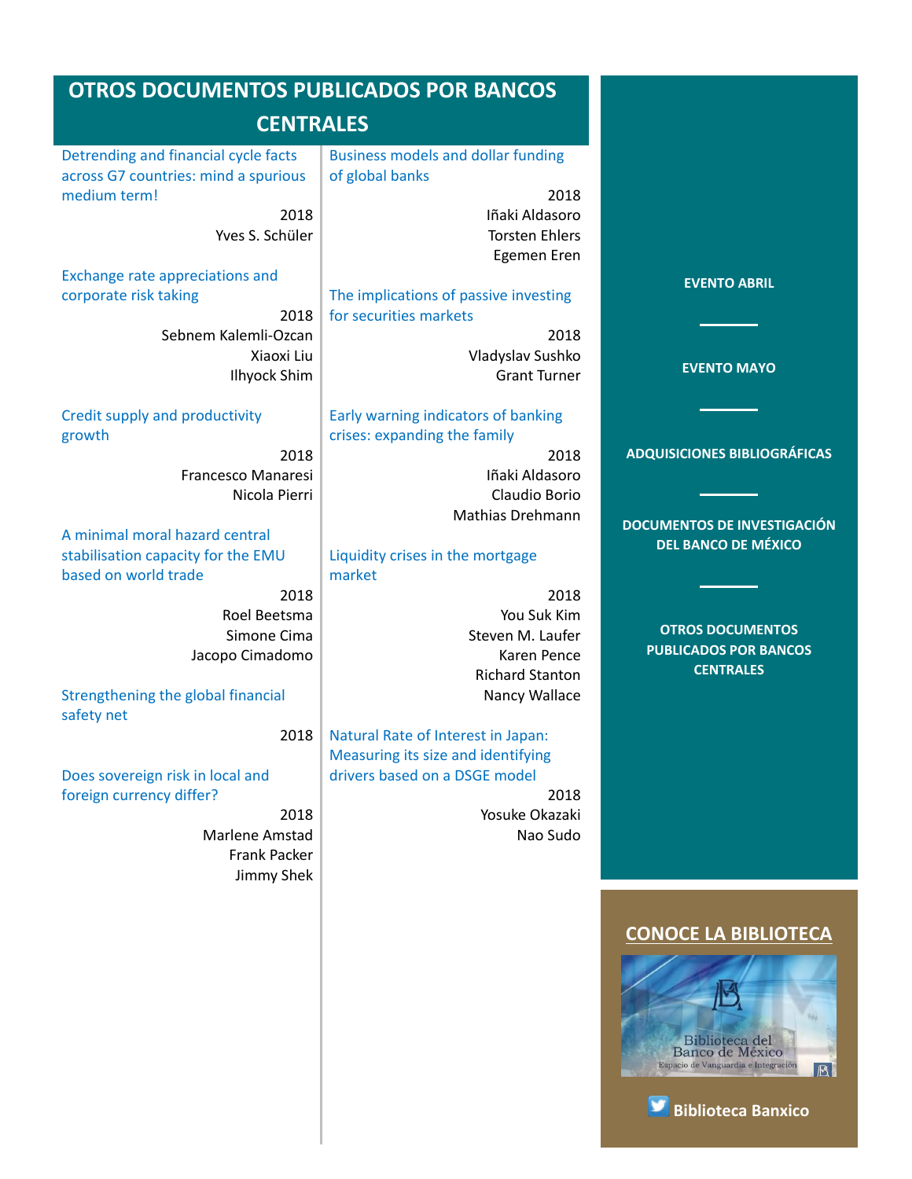# OTROS DOCUMENTOS PUBLICADOS POR BANCOS CENTRALES

**Detrending and financial cycle facts across G7 countries: mind a spurious medium term!**
2018
Yves S. Schüler

**Exchange rate appreciations and corporate risk taking**
2018
Sebnem Kalemli-Ozcan
Xiaoxi Liu
Ilhyock Shim

**Credit supply and productivity growth**
2018
Francesco Manaresi
Nicola Pierri

**A minimal moral hazard central stabilisation capacity for the EMU based on world trade**
2018
Roel Beetsma
Simone Cima
Jacopo Cimadomo

**Strengthening the global financial safety net**
2018

**Does sovereign risk in local and foreign currency differ?**
2018
Marlene Amstad
Frank Packer
Jimmy Shek

**Business models and dollar funding of global banks**
2018
Iñaki Aldasoro
Torsten Ehlers
Egemen Eren

**The implications of passive investing for securities markets**
2018
Vladyslav Sushko
Grant Turner

**Early warning indicators of banking crises: expanding the family**
2018
Iñaki Aldasoro
Claudio Borio
Mathias Drehmann

**Liquidity crises in the mortgage market**
2018
You Suk Kim
Steven M. Laufer
Karen Pence
Richard Stanton
Nancy Wallace

**Natural Rate of Interest in Japan: Measuring its size and identifying drivers based on a DSGE model**
2018
Yosuke Okazaki
Nao Sudo

---

EVENTO ABRIL

EVENTO MAYO

ADQUISICIONES BIBLIOGRÁFICAS

DOCUMENTOS DE INVESTIGACIÓN DEL BANCO DE MÉXICO

OTROS DOCUMENTOS PUBLICADOS POR BANCOS CENTRALES

**CONOCE LA BIBLIOTECA**

Biblioteca del Banco de México
Espacio de Vanguardia e Integración

**Biblioteca Banxico**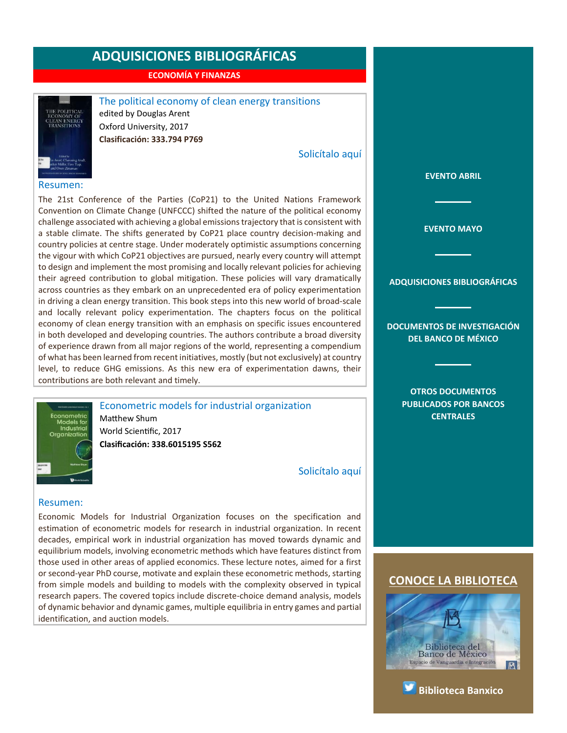# ADQUISICIONES BIBLIOGRÁFICAS

## ECONOMÍA Y FINANZAS

### The political economy of clean energy transitions

edited by Douglas Arent

Oxford University, 2017

**Clasificación: 333.794 P769**

Solicítalo aquí

**Resumen:**

The 21st Conference of the Parties (CoP21) to the United Nations Framework Convention on Climate Change (UNFCCC) shifted the nature of the political economy challenge associated with achieving a global emissions trajectory that is consistent with a stable climate. The shifts generated by CoP21 place country decision-making and country policies at centre stage. Under moderately optimistic assumptions concerning the vigour with which CoP21 objectives are pursued, nearly every country will attempt to design and implement the most promising and locally relevant policies for achieving their agreed contribution to global mitigation. These policies will vary dramatically across countries as they embark on an unprecedented era of policy experimentation in driving a clean energy transition. This book steps into this new world of broad-scale and locally relevant policy experimentation. The chapters focus on the political economy of clean energy transition with an emphasis on specific issues encountered in both developed and developing countries. The authors contribute a broad diversity of experience drawn from all major regions of the world, representing a compendium of what has been learned from recent initiatives, mostly (but not exclusively) at country level, to reduce GHG emissions. As this new era of experimentation dawns, their contributions are both relevant and timely.

### Econometric models for industrial organization

Matthew Shum

World Scientific, 2017

**Clasificación: 338.6015195 S562**

Solicítalo aquí

**Resumen:**

Economic Models for Industrial Organization focuses on the specification and estimation of econometric models for research in industrial organization. In recent decades, empirical work in industrial organization has moved towards dynamic and equilibrium models, involving econometric methods which have features distinct from those used in other areas of applied economics. These lecture notes, aimed for a first or second-year PhD course, motivate and explain these econometric methods, starting from simple models and building to models with the complexity observed in typical research papers. The covered topics include discrete-choice demand analysis, models of dynamic behavior and dynamic games, multiple equilibria in entry games and partial identification, and auction models.

EVENTO ABRIL

EVENTO MAYO

ADQUISICIONES BIBLIOGRÁFICAS

DOCUMENTOS DE INVESTIGACIÓN DEL BANCO DE MÉXICO

OTROS DOCUMENTOS PUBLICADOS POR BANCOS CENTRALES

**CONOCE LA BIBLIOTECA**

Biblioteca del Banco de México
Espacio de Vanguardia e Integración

**Biblioteca Banxico**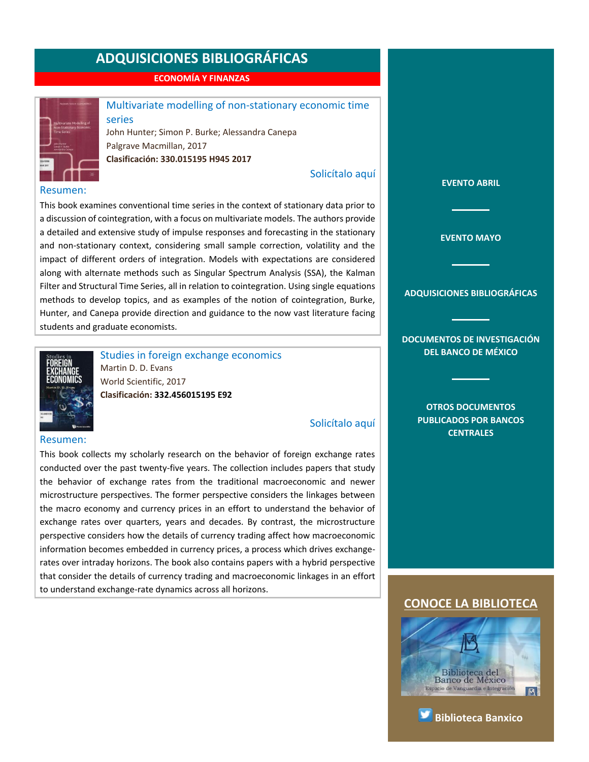# ADQUISICIONES BIBLIOGRÁFICAS

**ECONOMÍA Y FINANZAS**

### Multivariate modelling of non-stationary economic time series

John Hunter; Simon P. Burke; Alessandra Canepa

Palgrave Macmillan, 2017

**Clasificación: 330.015195 H945 2017**

Solicítalo aquí

**Resumen:**

This book examines conventional time series in the context of stationary data prior to a discussion of cointegration, with a focus on multivariate models. The authors provide a detailed and extensive study of impulse responses and forecasting in the stationary and non-stationary context, considering small sample correction, volatility and the impact of different orders of integration. Models with expectations are considered along with alternate methods such as Singular Spectrum Analysis (SSA), the Kalman Filter and Structural Time Series, all in relation to cointegration. Using single equations methods to develop topics, and as examples of the notion of cointegration, Burke, Hunter, and Canepa provide direction and guidance to the now vast literature facing students and graduate economists.

### Studies in foreign exchange economics

Martin D. D. Evans

World Scientific, 2017

**Clasificación: 332.456015195 E92**

Solicítalo aquí

**Resumen:**

This book collects my scholarly research on the behavior of foreign exchange rates conducted over the past twenty-five years. The collection includes papers that study the behavior of exchange rates from the traditional macroeconomic and newer microstructure perspectives. The former perspective considers the linkages between the macro economy and currency prices in an effort to understand the behavior of exchange rates over quarters, years and decades. By contrast, the microstructure perspective considers how the details of currency trading affect how macroeconomic information becomes embedded in currency prices, a process which drives exchange-rates over intraday horizons. The book also contains papers with a hybrid perspective that consider the details of currency trading and macroeconomic linkages in an effort to understand exchange-rate dynamics across all horizons.

**EVENTO ABRIL**

**EVENTO MAYO**

**ADQUISICIONES BIBLIOGRÁFICAS**

**DOCUMENTOS DE INVESTIGACIÓN DEL BANCO DE MÉXICO**

**OTROS DOCUMENTOS PUBLICADOS POR BANCOS CENTRALES**

**CONOCE LA BIBLIOTECA**

Biblioteca del Banco de México
Espacio de Vanguardia e Integración

**Biblioteca Banxico**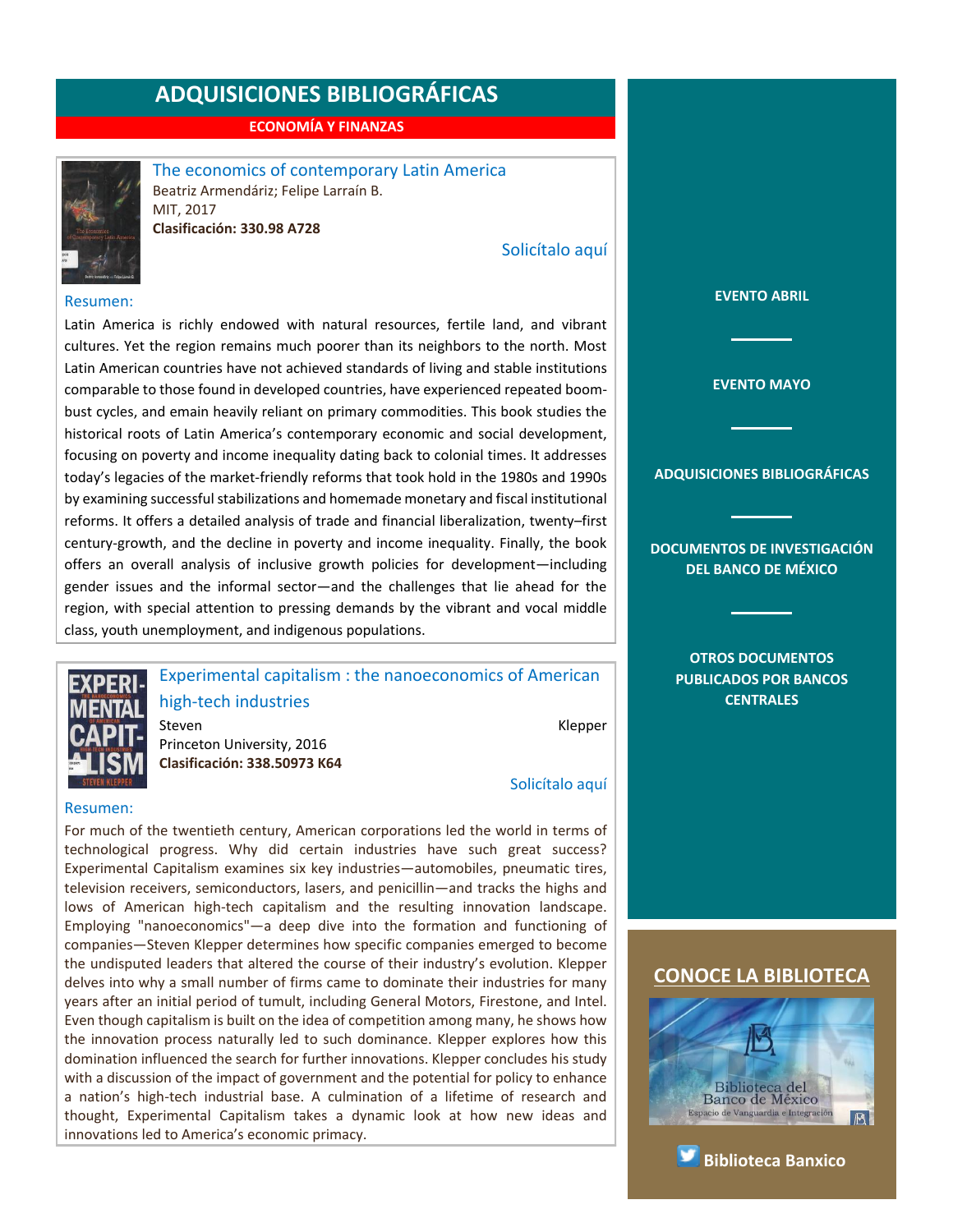# ADQUISICIONES BIBLIOGRÁFICAS

## ECONOMÍA Y FINANZAS

### The economics of contemporary Latin America

Beatriz Armendáriz; Felipe Larraín B.
MIT, 2017
**Clasificación: 330.98 A728**

Solicítalo aquí

Resumen:

Latin America is richly endowed with natural resources, fertile land, and vibrant cultures. Yet the region remains much poorer than its neighbors to the north. Most Latin American countries have not achieved standards of living and stable institutions comparable to those found in developed countries, have experienced repeated boom-bust cycles, and emain heavily reliant on primary commodities. This book studies the historical roots of Latin America's contemporary economic and social development, focusing on poverty and income inequality dating back to colonial times. It addresses today's legacies of the market-friendly reforms that took hold in the 1980s and 1990s by examining successful stabilizations and homemade monetary and fiscal institutional reforms. It offers a detailed analysis of trade and financial liberalization, twenty–first century-growth, and the decline in poverty and income inequality. Finally, the book offers an overall analysis of inclusive growth policies for development—including gender issues and the informal sector—and the challenges that lie ahead for the region, with special attention to pressing demands by the vibrant and vocal middle class, youth unemployment, and indigenous populations.

### Experimental capitalism : the nanoeconomics of American high-tech industries

Steven Klepper
Princeton University, 2016
**Clasificación: 338.50973 K64**

Solicítalo aquí

Resumen:

For much of the twentieth century, American corporations led the world in terms of technological progress. Why did certain industries have such great success? Experimental Capitalism examines six key industries—automobiles, pneumatic tires, television receivers, semiconductors, lasers, and penicillin—and tracks the highs and lows of American high-tech capitalism and the resulting innovation landscape. Employing "nanoeconomics"—a deep dive into the formation and functioning of companies—Steven Klepper determines how specific companies emerged to become the undisputed leaders that altered the course of their industry's evolution. Klepper delves into why a small number of firms came to dominate their industries for many years after an initial period of tumult, including General Motors, Firestone, and Intel. Even though capitalism is built on the idea of competition among many, he shows how the innovation process naturally led to such dominance. Klepper explores how this domination influenced the search for further innovations. Klepper concludes his study with a discussion of the impact of government and the potential for policy to enhance a nation's high-tech industrial base. A culmination of a lifetime of research and thought, Experimental Capitalism takes a dynamic look at how new ideas and innovations led to America's economic primacy.

EVENTO ABRIL

EVENTO MAYO

ADQUISICIONES BIBLIOGRÁFICAS

DOCUMENTOS DE INVESTIGACIÓN DEL BANCO DE MÉXICO

OTROS DOCUMENTOS PUBLICADOS POR BANCOS CENTRALES

## CONOCE LA BIBLIOTECA

Biblioteca del Banco de México
Espacio de Vanguardia e Integración

Biblioteca Banxico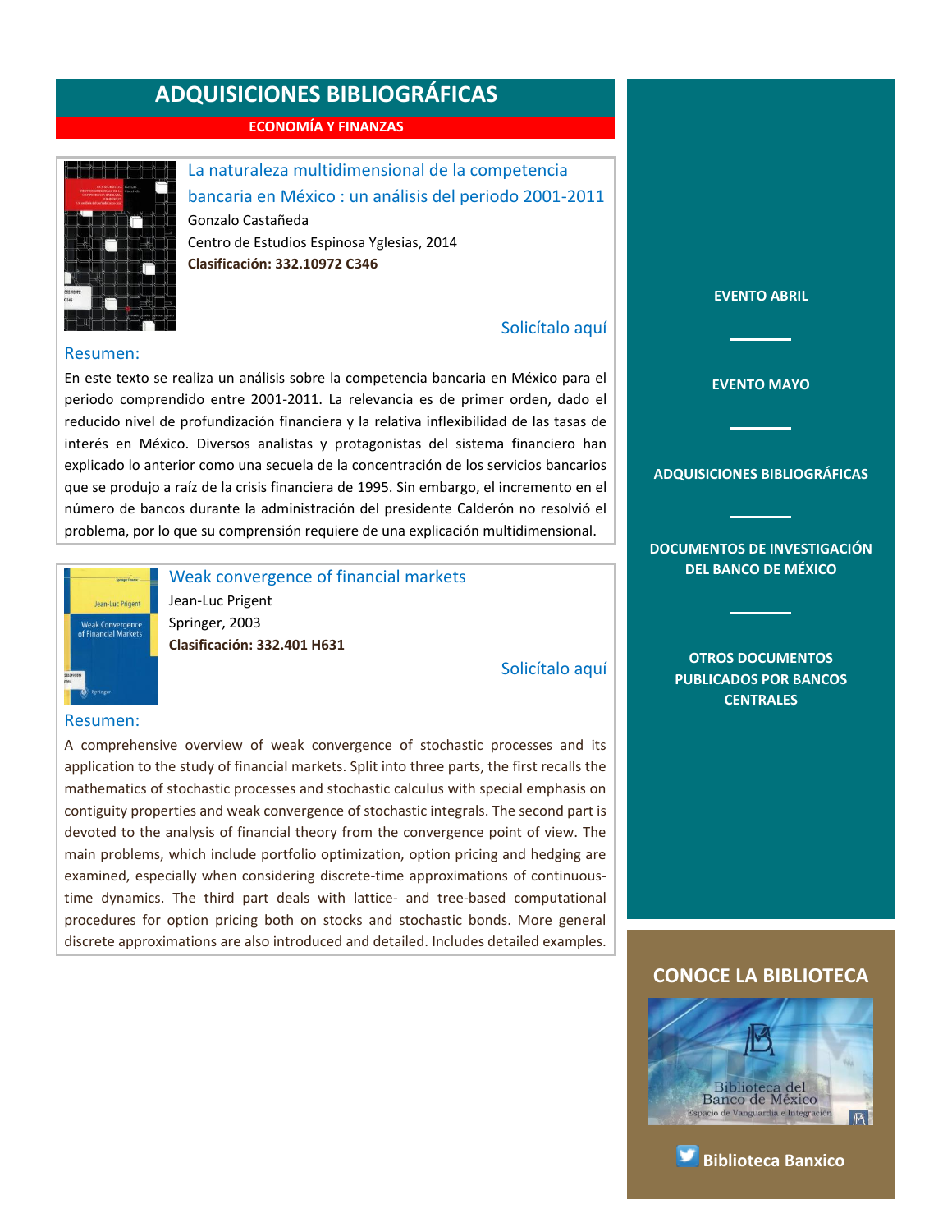# ADQUISICIONES BIBLIOGRÁFICAS

## ECONOMÍA Y FINANZAS

### La naturaleza multidimensional de la competencia bancaria en México : un análisis del periodo 2001-2011

Gonzalo Castañeda

Centro de Estudios Espinosa Yglesias, 2014

**Clasificación: 332.10972 C346**

Solicítalo aquí

**Resumen:**

En este texto se realiza un análisis sobre la competencia bancaria en México para el periodo comprendido entre 2001-2011. La relevancia es de primer orden, dado el reducido nivel de profundización financiera y la relativa inflexibilidad de las tasas de interés en México. Diversos analistas y protagonistas del sistema financiero han explicado lo anterior como una secuela de la concentración de los servicios bancarios que se produjo a raíz de la crisis financiera de 1995. Sin embargo, el incremento en el número de bancos durante la administración del presidente Calderón no resolvió el problema, por lo que su comprensión requiere de una explicación multidimensional.

### Weak convergence of financial markets

Jean-Luc Prigent

Springer, 2003

**Clasificación: 332.401 H631**

Solicítalo aquí

**Resumen:**

A comprehensive overview of weak convergence of stochastic processes and its application to the study of financial markets. Split into three parts, the first recalls the mathematics of stochastic processes and stochastic calculus with special emphasis on contiguity properties and weak convergence of stochastic integrals. The second part is devoted to the analysis of financial theory from the convergence point of view. The main problems, which include portfolio optimization, option pricing and hedging are examined, especially when considering discrete-time approximations of continuous-time dynamics. The third part deals with lattice- and tree-based computational procedures for option pricing both on stocks and stochastic bonds. More general discrete approximations are also introduced and detailed. Includes detailed examples.

---

EVENTO ABRIL

EVENTO MAYO

ADQUISICIONES BIBLIOGRÁFICAS

DOCUMENTOS DE INVESTIGACIÓN DEL BANCO DE MÉXICO

OTROS DOCUMENTOS PUBLICADOS POR BANCOS CENTRALES

**CONOCE LA BIBLIOTECA**

Biblioteca del Banco de México
Espacio de Vanguardia e Integración

**Biblioteca Banxico**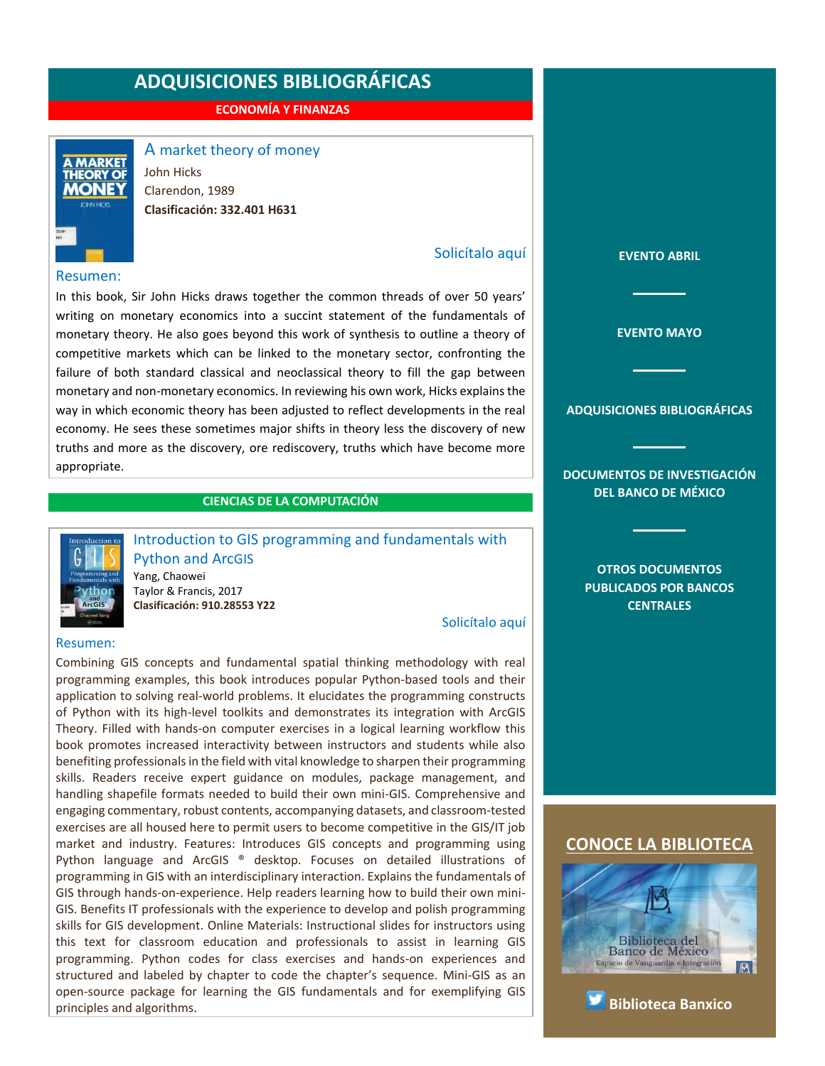# ADQUISICIONES BIBLIOGRÁFICAS

## ECONOMÍA Y FINANZAS

### A market theory of money

John Hicks
Clarendon, 1989
**Clasificación: 332.401 H631**

Solicítalo aquí

**Resumen:**

In this book, Sir John Hicks draws together the common threads of over 50 years' writing on monetary economics into a succint statement of the fundamentals of monetary theory. He also goes beyond this work of synthesis to outline a theory of competitive markets which can be linked to the monetary sector, confronting the failure of both standard classical and neoclassical theory to fill the gap between monetary and non-monetary economics. In reviewing his own work, Hicks explains the way in which economic theory has been adjusted to reflect developments in the real economy. He sees these sometimes major shifts in theory less the discovery of new truths and more as the discovery, ore rediscovery, truths which have become more appropriate.

## CIENCIAS DE LA COMPUTACIÓN

### Introduction to GIS programming and fundamentals with Python and ArcGIS

Yang, Chaowei
Taylor & Francis, 2017
**Clasificación: 910.28553 Y22**

Solicítalo aquí

**Resumen:**

Combining GIS concepts and fundamental spatial thinking methodology with real programming examples, this book introduces popular Python-based tools and their application to solving real-world problems. It elucidates the programming constructs of Python with its high-level toolkits and demonstrates its integration with ArcGIS Theory. Filled with hands-on computer exercises in a logical learning workflow this book promotes increased interactivity between instructors and students while also benefiting professionals in the field with vital knowledge to sharpen their programming skills. Readers receive expert guidance on modules, package management, and handling shapefile formats needed to build their own mini-GIS. Comprehensive and engaging commentary, robust contents, accompanying datasets, and classroom-tested exercises are all housed here to permit users to become competitive in the GIS/IT job market and industry. Features: Introduces GIS concepts and programming using Python language and ArcGIS ® desktop. Focuses on detailed illustrations of programming in GIS with an interdisciplinary interaction. Explains the fundamentals of GIS through hands-on-experience. Help readers learning how to build their own mini-GIS. Benefits IT professionals with the experience to develop and polish programming skills for GIS development. Online Materials: Instructional slides for instructors using this text for classroom education and professionals to assist in learning GIS programming. Python codes for class exercises and hands-on experiences and structured and labeled by chapter to code the chapter's sequence. Mini-GIS as an open-source package for learning the GIS fundamentals and for exemplifying GIS principles and algorithms.

EVENTO ABRIL

EVENTO MAYO

ADQUISICIONES BIBLIOGRÁFICAS

DOCUMENTOS DE INVESTIGACIÓN DEL BANCO DE MÉXICO

OTROS DOCUMENTOS PUBLICADOS POR BANCOS CENTRALES

CONOCE LA BIBLIOTECA

Biblioteca Banxico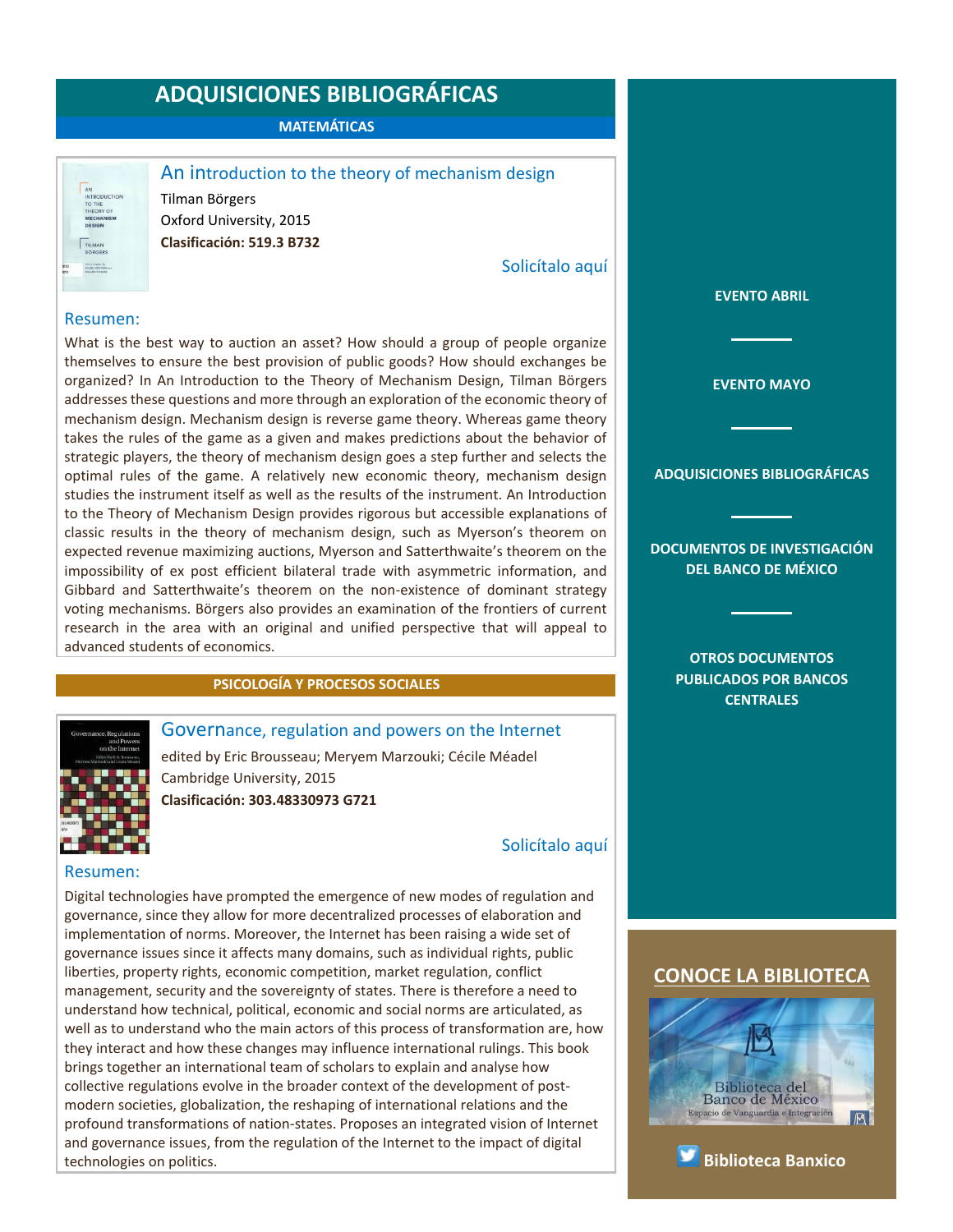# ADQUISICIONES BIBLIOGRÁFICAS

## MATEMÁTICAS

### An introduction to the theory of mechanism design

Tilman Börgers
Oxford University, 2015
**Clasificación: 519.3 B732**

Solicítalo aquí

**Resumen:**

What is the best way to auction an asset? How should a group of people organize themselves to ensure the best provision of public goods? How should exchanges be organized? In An Introduction to the Theory of Mechanism Design, Tilman Börgers addresses these questions and more through an exploration of the economic theory of mechanism design. Mechanism design is reverse game theory. Whereas game theory takes the rules of the game as a given and makes predictions about the behavior of strategic players, the theory of mechanism design goes a step further and selects the optimal rules of the game. A relatively new economic theory, mechanism design studies the instrument itself as well as the results of the instrument. An Introduction to the Theory of Mechanism Design provides rigorous but accessible explanations of classic results in the theory of mechanism design, such as Myerson's theorem on expected revenue maximizing auctions, Myerson and Satterthwaite's theorem on the impossibility of ex post efficient bilateral trade with asymmetric information, and Gibbard and Satterthwaite's theorem on the non-existence of dominant strategy voting mechanisms. Börgers also provides an examination of the frontiers of current research in the area with an original and unified perspective that will appeal to advanced students of economics.

## PSICOLOGÍA Y PROCESOS SOCIALES

### Governance, regulation and powers on the Internet

edited by Eric Brousseau; Meryem Marzouki; Cécile Méadel
Cambridge University, 2015
**Clasificación: 303.48330973 G721**

Solicítalo aquí

**Resumen:**

Digital technologies have prompted the emergence of new modes of regulation and governance, since they allow for more decentralized processes of elaboration and implementation of norms. Moreover, the Internet has been raising a wide set of governance issues since it affects many domains, such as individual rights, public liberties, property rights, economic competition, market regulation, conflict management, security and the sovereignty of states. There is therefore a need to understand how technical, political, economic and social norms are articulated, as well as to understand who the main actors of this process of transformation are, how they interact and how these changes may influence international rulings. This book brings together an international team of scholars to explain and analyse how collective regulations evolve in the broader context of the development of post-modern societies, globalization, the reshaping of international relations and the profound transformations of nation-states. Proposes an integrated vision of Internet and governance issues, from the regulation of the Internet to the impact of digital technologies on politics.

---

**EVENTO ABRIL**

**EVENTO MAYO**

**ADQUISICIONES BIBLIOGRÁFICAS**

**DOCUMENTOS DE INVESTIGACIÓN DEL BANCO DE MÉXICO**

**OTROS DOCUMENTOS PUBLICADOS POR BANCOS CENTRALES**

**CONOCE LA BIBLIOTECA**

Biblioteca del Banco de México
Espacio de Vanguardia e Integración

**Biblioteca Banxico**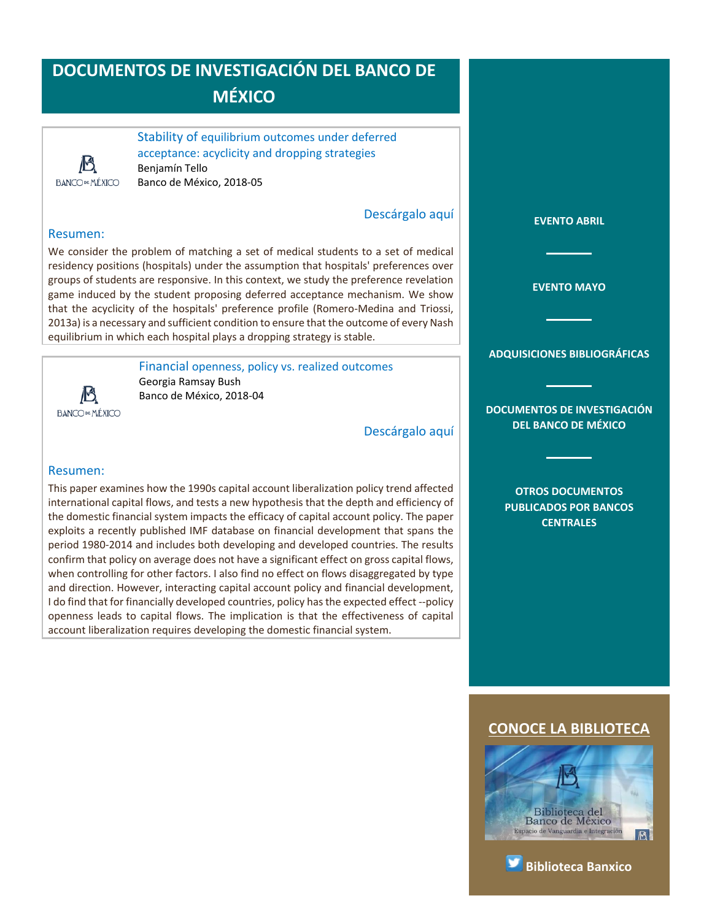# DOCUMENTOS DE INVESTIGACIÓN DEL BANCO DE MÉXICO

BANCO DE MÉXICO

### Stability of equilibrium outcomes under deferred acceptance: acyclicity and dropping strategies

Benjamín Tello

Banco de México, 2018-05

Descárgalo aquí

**Resumen:**

We consider the problem of matching a set of medical students to a set of medical residency positions (hospitals) under the assumption that hospitals' preferences over groups of students are responsive. In this context, we study the preference revelation game induced by the student proposing deferred acceptance mechanism. We show that the acyclicity of the hospitals' preference profile (Romero-Medina and Triossi, 2013a) is a necessary and sufficient condition to ensure that the outcome of every Nash equilibrium in which each hospital plays a dropping strategy is stable.

BANCO DE MÉXICO

### Financial openness, policy vs. realized outcomes

Georgia Ramsay Bush

Banco de México, 2018-04

Descárgalo aquí

**Resumen:**

This paper examines how the 1990s capital account liberalization policy trend affected international capital flows, and tests a new hypothesis that the depth and efficiency of the domestic financial system impacts the efficacy of capital account policy. The paper exploits a recently published IMF database on financial development that spans the period 1980-2014 and includes both developing and developed countries. The results confirm that policy on average does not have a significant effect on gross capital flows, when controlling for other factors. I also find no effect on flows disaggregated by type and direction. However, interacting capital account policy and financial development, I do find that for financially developed countries, policy has the expected effect --policy openness leads to capital flows. The implication is that the effectiveness of capital account liberalization requires developing the domestic financial system.

**EVENTO ABRIL**

**EVENTO MAYO**

**ADQUISICIONES BIBLIOGRÁFICAS**

**DOCUMENTOS DE INVESTIGACIÓN DEL BANCO DE MÉXICO**

**OTROS DOCUMENTOS PUBLICADOS POR BANCOS CENTRALES**

## CONOCE LA BIBLIOTECA

Biblioteca del Banco de México
Espacio de Vanguardia e Integración

**Biblioteca Banxico**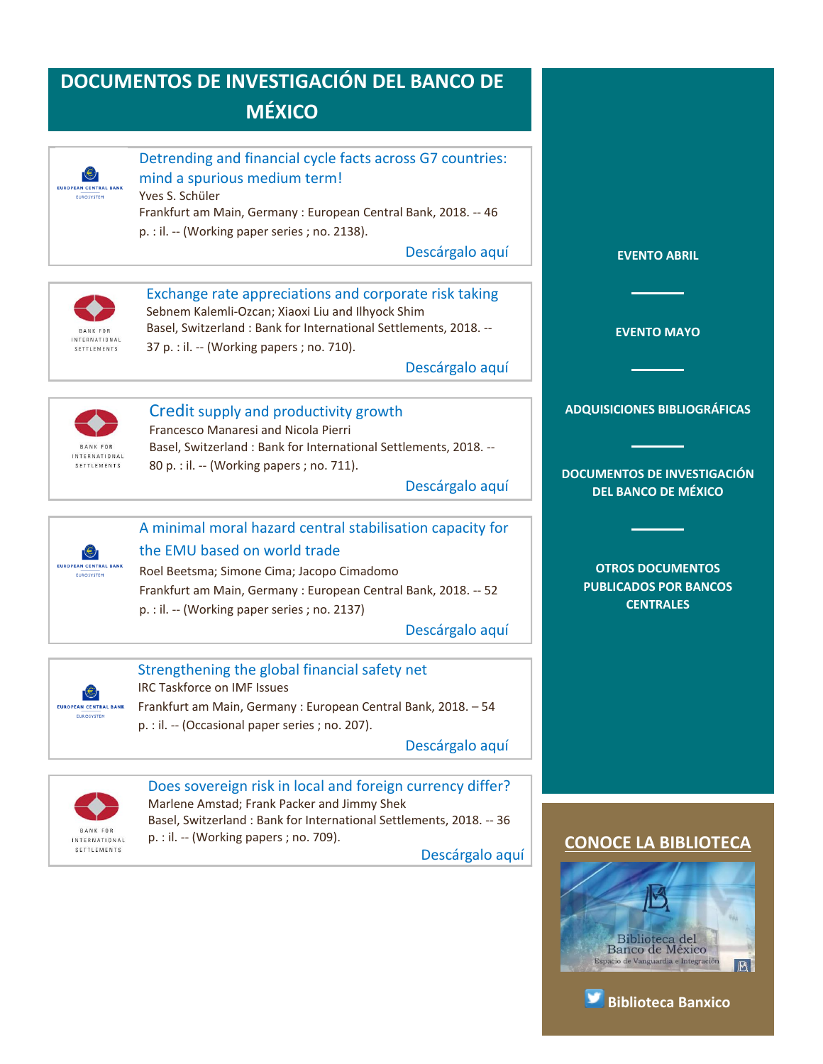# DOCUMENTOS DE INVESTIGACIÓN DEL BANCO DE MÉXICO

EUROPEAN CENTRAL BANK
EUROSYSTEM

**Detrending and financial cycle facts across G7 countries: mind a spurious medium term!**
Yves S. Schüler
Frankfurt am Main, Germany : European Central Bank, 2018. -- 46 p. : il. -- (Working paper series ; no. 2138).

Descárgalo aquí

BANK FOR INTERNATIONAL SETTLEMENTS

**Exchange rate appreciations and corporate risk taking**
Sebnem Kalemli-Ozcan; Xiaoxi Liu and Ilhyock Shim
Basel, Switzerland : Bank for International Settlements, 2018. -- 37 p. : il. -- (Working papers ; no. 710).

Descárgalo aquí

BANK FOR INTERNATIONAL SETTLEMENTS

**Credit supply and productivity growth**
Francesco Manaresi and Nicola Pierri
Basel, Switzerland : Bank for International Settlements, 2018. -- 80 p. : il. -- (Working papers ; no. 711).

Descárgalo aquí

EUROPEAN CENTRAL BANK
EUROSYSTEM

**A minimal moral hazard central stabilisation capacity for the EMU based on world trade**
Roel Beetsma; Simone Cima; Jacopo Cimadomo
Frankfurt am Main, Germany : European Central Bank, 2018. -- 52 p. : il. -- (Working paper series ; no. 2137)

Descárgalo aquí

EUROPEAN CENTRAL BANK
EUROSYSTEM

**Strengthening the global financial safety net**
IRC Taskforce on IMF Issues
Frankfurt am Main, Germany : European Central Bank, 2018. – 54 p. : il. -- (Occasional paper series ; no. 207).

Descárgalo aquí

BANK FOR INTERNATIONAL SETTLEMENTS

**Does sovereign risk in local and foreign currency differ?**
Marlene Amstad; Frank Packer and Jimmy Shek
Basel, Switzerland : Bank for International Settlements, 2018. -- 36 p. : il. -- (Working papers ; no. 709).

Descárgalo aquí

---

**EVENTO ABRIL**

**EVENTO MAYO**

**ADQUISICIONES BIBLIOGRÁFICAS**

**DOCUMENTOS DE INVESTIGACIÓN DEL BANCO DE MÉXICO**

**OTROS DOCUMENTOS PUBLICADOS POR BANCOS CENTRALES**

## CONOCE LA BIBLIOTECA

Biblioteca del Banco de México
Espacio de Vanguardia e Integración

**Biblioteca Banxico**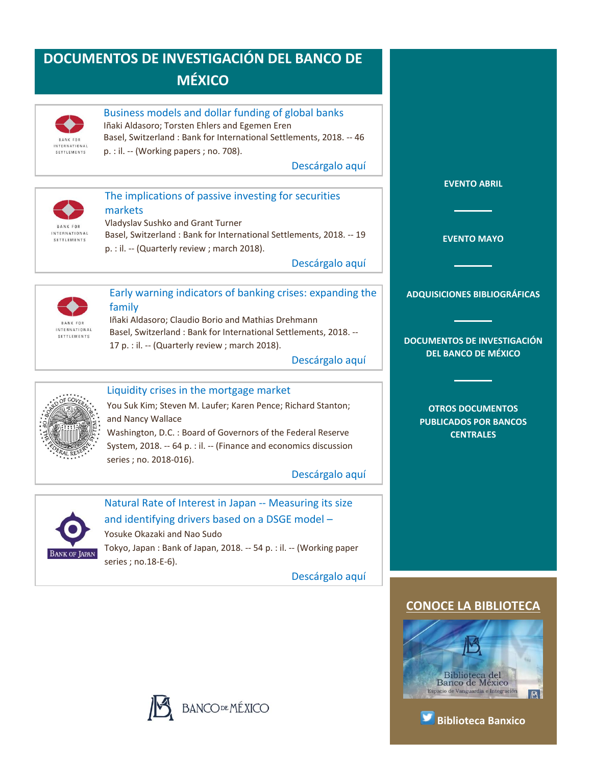# DOCUMENTOS DE INVESTIGACIÓN DEL BANCO DE MÉXICO

BANK FOR INTERNATIONAL SETTLEMENTS

**Business models and dollar funding of global banks**
Iñaki Aldasoro; Torsten Ehlers and Egemen Eren
Basel, Switzerland : Bank for International Settlements, 2018. -- 46 p. : il. -- (Working papers ; no. 708).

Descárgalo aquí

BANK FOR INTERNATIONAL SETTLEMENTS

**The implications of passive investing for securities markets**
Vladyslav Sushko and Grant Turner
Basel, Switzerland : Bank for International Settlements, 2018. -- 19 p. : il. -- (Quarterly review ; march 2018).

Descárgalo aquí

BANK FOR INTERNATIONAL SETTLEMENTS

**Early warning indicators of banking crises: expanding the family**
Iñaki Aldasoro; Claudio Borio and Mathias Drehmann
Basel, Switzerland : Bank for International Settlements, 2018. -- 17 p. : il. -- (Quarterly review ; march 2018).

Descárgalo aquí

BOARD OF GOVERNORS OF THE FEDERAL RESERVE SYSTEM

**Liquidity crises in the mortgage market**
You Suk Kim; Steven M. Laufer; Karen Pence; Richard Stanton; and Nancy Wallace
Washington, D.C. : Board of Governors of the Federal Reserve System, 2018. -- 64 p. : il. -- (Finance and economics discussion series ; no. 2018-016).

Descárgalo aquí

BANK OF JAPAN

**Natural Rate of Interest in Japan -- Measuring its size and identifying drivers based on a DSGE model –**
Yosuke Okazaki and Nao Sudo
Tokyo, Japan : Bank of Japan, 2018. -- 54 p. : il. -- (Working paper series ; no.18-E-6).

Descárgalo aquí

EVENTO ABRIL

EVENTO MAYO

ADQUISICIONES BIBLIOGRÁFICAS

DOCUMENTOS DE INVESTIGACIÓN DEL BANCO DE MÉXICO

OTROS DOCUMENTOS PUBLICADOS POR BANCOS CENTRALES

## CONOCE LA BIBLIOTECA

Biblioteca del Banco de México
Espacio de Vanguardia e Integración

Biblioteca Banxico

BANCO DE MÉXICO